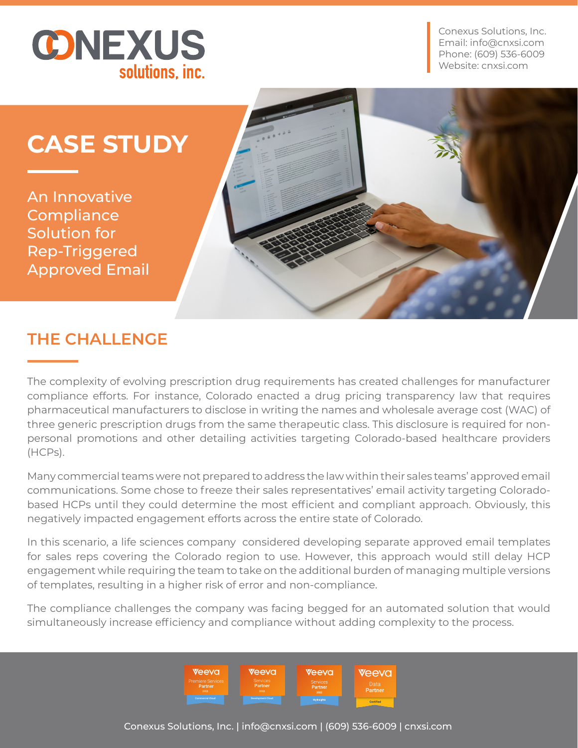Conexus Solutions, Inc.
Email: info@cnxsi.com
Phone: (609) 536-6009
Website: cnxsi.com

# CASE STUDY

An Innovative Compliance Solution for Rep-Triggered Approved Email

## THE CHALLENGE

The complexity of evolving prescription drug requirements has created challenges for manufacturer compliance efforts. For instance, Colorado enacted a drug pricing transparency law that requires pharmaceutical manufacturers to disclose in writing the names and wholesale average cost (WAC) of three generic prescription drugs from the same therapeutic class. This disclosure is required for non-personal promotions and other detailing activities targeting Colorado-based healthcare providers (HCPs).

Many commercial teams were not prepared to address the law within their sales teams' approved email communications. Some chose to freeze their sales representatives' email activity targeting Colorado-based HCPs until they could determine the most efficient and compliant approach. Obviously, this negatively impacted engagement efforts across the entire state of Colorado.

In this scenario, a life sciences company considered developing separate approved email templates for sales reps covering the Colorado region to use. However, this approach would still delay HCP engagement while requiring the team to take on the additional burden of managing multiple versions of templates, resulting in a higher risk of error and non-compliance.

The compliance challenges the company was facing begged for an automated solution that would simultaneously increase efficiency and compliance without adding complexity to the process.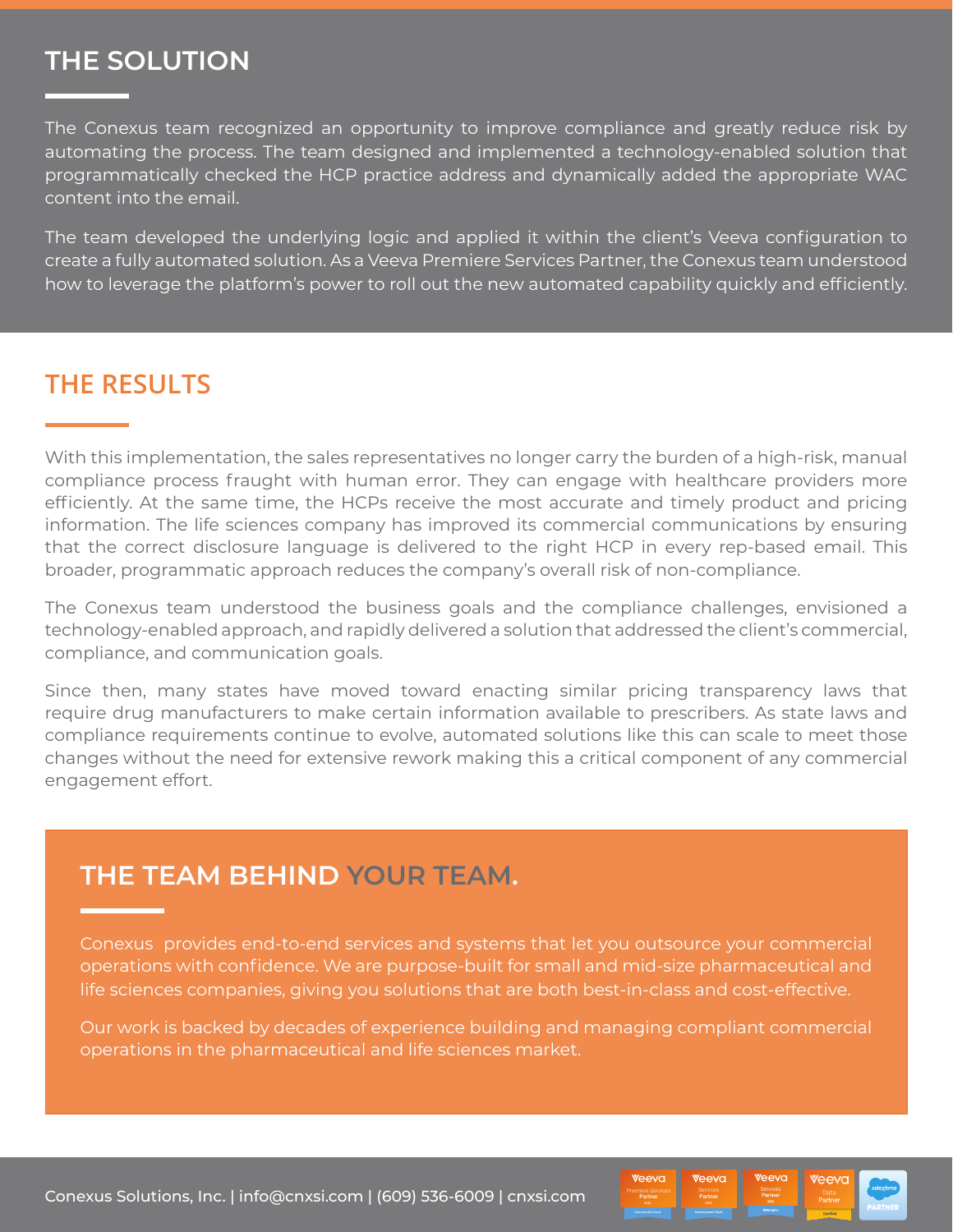## THE SOLUTION

The Conexus team recognized an opportunity to improve compliance and greatly reduce risk by automating the process. The team designed and implemented a technology-enabled solution that programmatically checked the HCP practice address and dynamically added the appropriate WAC content into the email.

The team developed the underlying logic and applied it within the client's Veeva configuration to create a fully automated solution. As a Veeva Premiere Services Partner, the Conexus team understood how to leverage the platform's power to roll out the new automated capability quickly and efficiently.

## THE RESULTS

With this implementation, the sales representatives no longer carry the burden of a high-risk, manual compliance process fraught with human error. They can engage with healthcare providers more efficiently. At the same time, the HCPs receive the most accurate and timely product and pricing information. The life sciences company has improved its commercial communications by ensuring that the correct disclosure language is delivered to the right HCP in every rep-based email. This broader, programmatic approach reduces the company's overall risk of non-compliance.

The Conexus team understood the business goals and the compliance challenges, envisioned a technology-enabled approach, and rapidly delivered a solution that addressed the client's commercial, compliance, and communication goals.

Since then, many states have moved toward enacting similar pricing transparency laws that require drug manufacturers to make certain information available to prescribers. As state laws and compliance requirements continue to evolve, automated solutions like this can scale to meet those changes without the need for extensive rework making this a critical component of any commercial engagement effort.

## THE TEAM BEHIND YOUR TEAM.

Conexus provides end-to-end services and systems that let you outsource your commercial operations with confidence. We are purpose-built for small and mid-size pharmaceutical and life sciences companies, giving you solutions that are both best-in-class and cost-effective.

Our work is backed by decades of experience building and managing compliant commercial operations in the pharmaceutical and life sciences market.

Conexus Solutions, Inc. | info@cnxsi.com | (609) 536-6009 | cnxsi.com